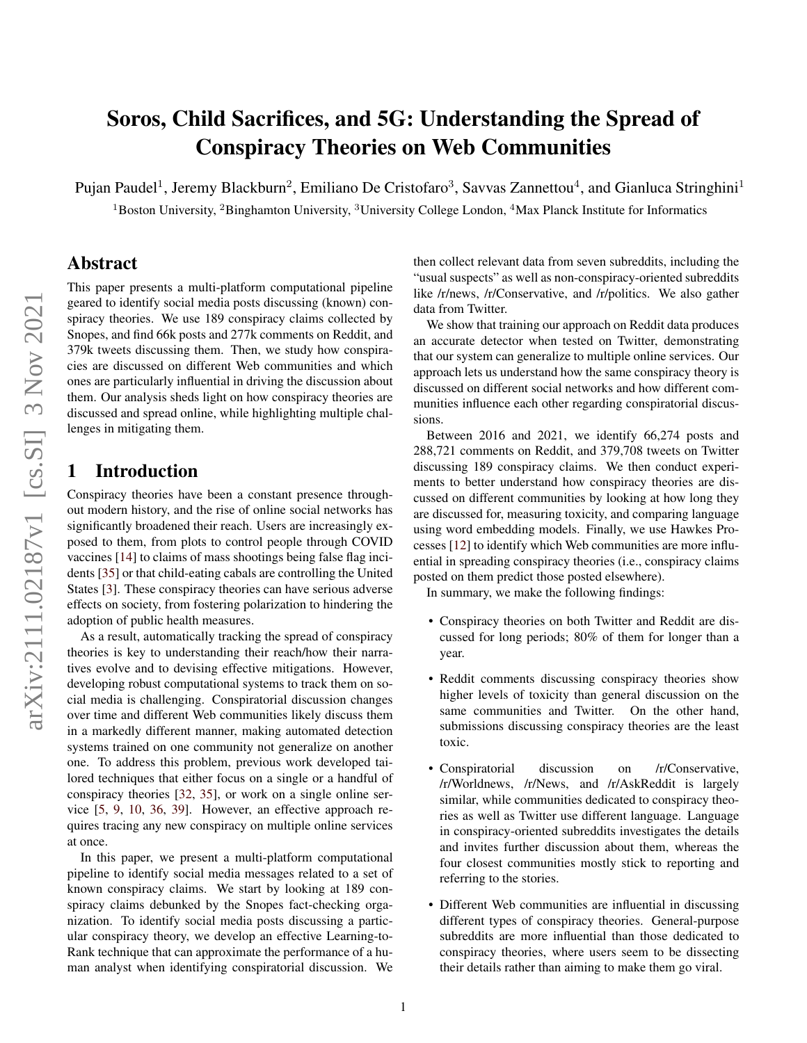# Soros, Child Sacrifices, and 5G: Understanding the Spread of Conspiracy Theories on Web Communities

Pujan Paudel[1], Jeremy Blackburn[2], Emiliano De Cristofaro[3], Savvas Zannettou[4], and Gianluca Stringhini[1]

[1]Boston University, [2]Binghamton University, [3]University College London, [4]Max Planck Institute for Informatics

## Abstract

This paper presents a multi-platform computational pipeline geared to identify social media posts discussing (known) conspiracy theories. We use 189 conspiracy claims collected by Snopes, and find 66k posts and 277k comments on Reddit, and 379k tweets discussing them. Then, we study how conspiracies are discussed on different Web communities and which ones are particularly influential in driving the discussion about them. Our analysis sheds light on how conspiracy theories are discussed and spread online, while highlighting multiple challenges in mitigating them.

## 1 Introduction

Conspiracy theories have been a constant presence throughout modern history, and the rise of online social networks has significantly broadened their reach. Users are increasingly exposed to them, from plots to control people through COVID vaccines [14] to claims of mass shootings being false flag incidents [35] or that child-eating cabals are controlling the United States [3]. These conspiracy theories can have serious adverse effects on society, from fostering polarization to hindering the adoption of public health measures.

As a result, automatically tracking the spread of conspiracy theories is key to understanding their reach/how their narratives evolve and to devising effective mitigations. However, developing robust computational systems to track them on social media is challenging. Conspiratorial discussion changes over time and different Web communities likely discuss them in a markedly different manner, making automated detection systems trained on one community not generalize on another one. To address this problem, previous work developed tailored techniques that either focus on a single or a handful of conspiracy theories [32, 35], or work on a single online service [5, 9, 10, 36, 39]. However, an effective approach requires tracing any new conspiracy on multiple online services at once.

In this paper, we present a multi-platform computational pipeline to identify social media messages related to a set of known conspiracy claims. We start by looking at 189 conspiracy claims debunked by the Snopes fact-checking organization. To identify social media posts discussing a particular conspiracy theory, we develop an effective Learning-to-Rank technique that can approximate the performance of a human analyst when identifying conspiratorial discussion. We then collect relevant data from seven subreddits, including the "usual suspects" as well as non-conspiracy-oriented subreddits like /r/news, /r/Conservative, and /r/politics. We also gather data from Twitter.

We show that training our approach on Reddit data produces an accurate detector when tested on Twitter, demonstrating that our system can generalize to multiple online services. Our approach lets us understand how the same conspiracy theory is discussed on different social networks and how different communities influence each other regarding conspiratorial discussions.

Between 2016 and 2021, we identify 66,274 posts and 288,721 comments on Reddit, and 379,708 tweets on Twitter discussing 189 conspiracy claims. We then conduct experiments to better understand how conspiracy theories are discussed on different communities by looking at how long they are discussed for, measuring toxicity, and comparing language using word embedding models. Finally, we use Hawkes Processes [12] to identify which Web communities are more influential in spreading conspiracy theories (i.e., conspiracy claims posted on them predict those posted elsewhere).

In summary, we make the following findings:

- Conspiracy theories on both Twitter and Reddit are discussed for long periods; 80% of them for longer than a year.
- Reddit comments discussing conspiracy theories show higher levels of toxicity than general discussion on the same communities and Twitter. On the other hand, submissions discussing conspiracy theories are the least toxic.
- Conspiratorial discussion on /r/Conservative, /r/Worldnews, /r/News, and /r/AskReddit is largely similar, while communities dedicated to conspiracy theories as well as Twitter use different language. Language in conspiracy-oriented subreddits investigates the details and invites further discussion about them, whereas the four closest communities mostly stick to reporting and referring to the stories.
- Different Web communities are influential in discussing different types of conspiracy theories. General-purpose subreddits are more influential than those dedicated to conspiracy theories, where users seem to be dissecting their details rather than aiming to make them go viral.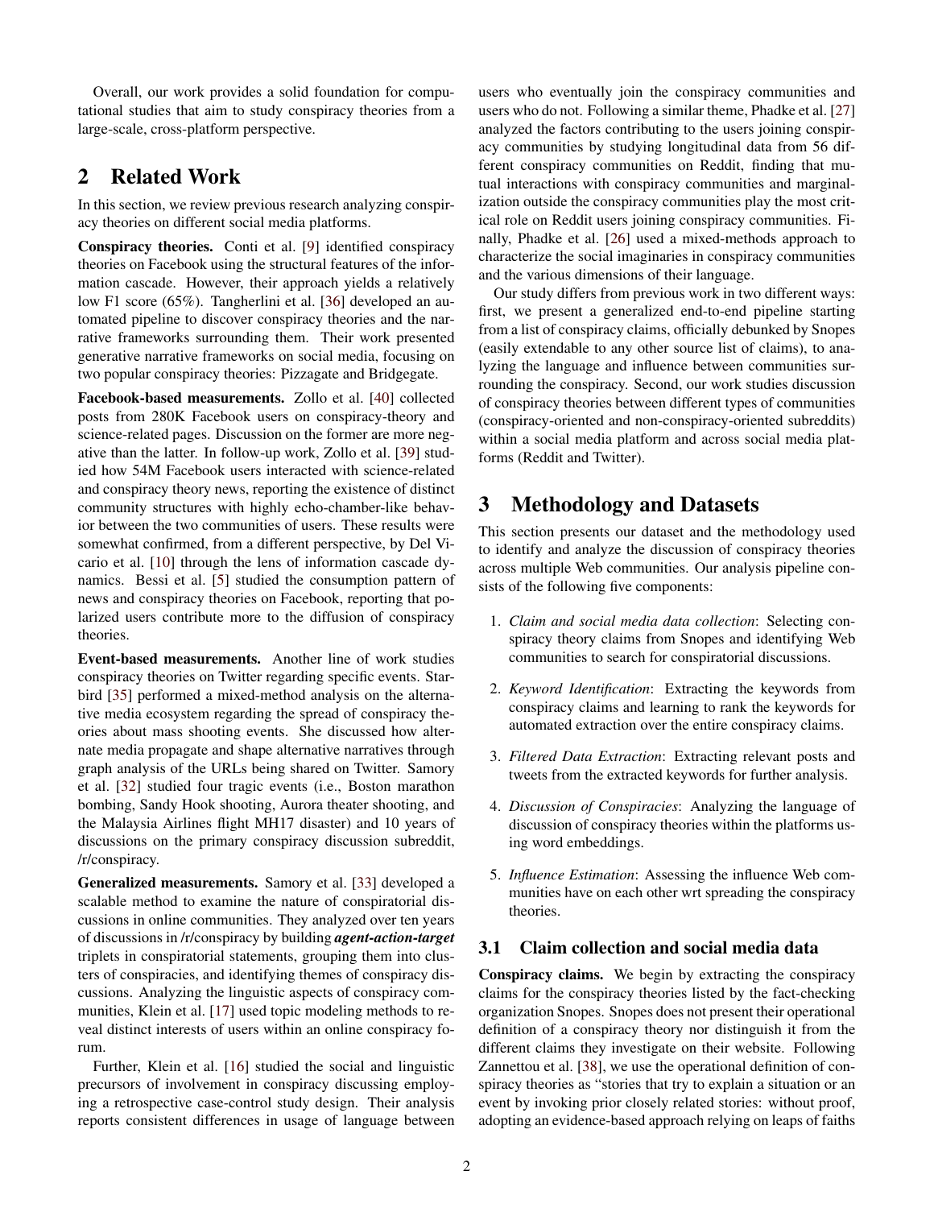Overall, our work provides a solid foundation for computational studies that aim to study conspiracy theories from a large-scale, cross-platform perspective.

## 2 Related Work

In this section, we review previous research analyzing conspiracy theories on different social media platforms.

**Conspiracy theories.** Conti et al. [9] identified conspiracy theories on Facebook using the structural features of the information cascade. However, their approach yields a relatively low F1 score (65%). Tangherlini et al. [36] developed an automated pipeline to discover conspiracy theories and the narrative frameworks surrounding them. Their work presented generative narrative frameworks on social media, focusing on two popular conspiracy theories: Pizzagate and Bridgegate.

**Facebook-based measurements.** Zollo et al. [40] collected posts from 280K Facebook users on conspiracy-theory and science-related pages. Discussion on the former are more negative than the latter. In follow-up work, Zollo et al. [39] studied how 54M Facebook users interacted with science-related and conspiracy theory news, reporting the existence of distinct community structures with highly echo-chamber-like behavior between the two communities of users. These results were somewhat confirmed, from a different perspective, by Del Vicario et al. [10] through the lens of information cascade dynamics. Bessi et al. [5] studied the consumption pattern of news and conspiracy theories on Facebook, reporting that polarized users contribute more to the diffusion of conspiracy theories.

**Event-based measurements.** Another line of work studies conspiracy theories on Twitter regarding specific events. Starbird [35] performed a mixed-method analysis on the alternative media ecosystem regarding the spread of conspiracy theories about mass shooting events. She discussed how alternate media propagate and shape alternative narratives through graph analysis of the URLs being shared on Twitter. Samory et al. [32] studied four tragic events (i.e., Boston marathon bombing, Sandy Hook shooting, Aurora theater shooting, and the Malaysia Airlines flight MH17 disaster) and 10 years of discussions on the primary conspiracy discussion subreddit, /r/conspiracy.

**Generalized measurements.** Samory et al. [33] developed a scalable method to examine the nature of conspiratorial discussions in online communities. They analyzed over ten years of discussions in /r/conspiracy by building ***agent-action-target*** triplets in conspiratorial statements, grouping them into clusters of conspiracies, and identifying themes of conspiracy discussions. Analyzing the linguistic aspects of conspiracy communities, Klein et al. [17] used topic modeling methods to reveal distinct interests of users within an online conspiracy forum.

Further, Klein et al. [16] studied the social and linguistic precursors of involvement in conspiracy discussing employing a retrospective case-control study design. Their analysis reports consistent differences in usage of language between users who eventually join the conspiracy communities and users who do not. Following a similar theme, Phadke et al. [27] analyzed the factors contributing to the users joining conspiracy communities by studying longitudinal data from 56 different conspiracy communities on Reddit, finding that mutual interactions with conspiracy communities and marginalization outside the conspiracy communities play the most critical role on Reddit users joining conspiracy communities. Finally, Phadke et al. [26] used a mixed-methods approach to characterize the social imaginaries in conspiracy communities and the various dimensions of their language.

Our study differs from previous work in two different ways: first, we present a generalized end-to-end pipeline starting from a list of conspiracy claims, officially debunked by Snopes (easily extendable to any other source list of claims), to analyzing the language and influence between communities surrounding the conspiracy. Second, our work studies discussion of conspiracy theories between different types of communities (conspiracy-oriented and non-conspiracy-oriented subreddits) within a social media platform and across social media platforms (Reddit and Twitter).

## 3 Methodology and Datasets

This section presents our dataset and the methodology used to identify and analyze the discussion of conspiracy theories across multiple Web communities. Our analysis pipeline consists of the following five components:

1. *Claim and social media data collection*: Selecting conspiracy theory claims from Snopes and identifying Web communities to search for conspiratorial discussions.
2. *Keyword Identification*: Extracting the keywords from conspiracy claims and learning to rank the keywords for automated extraction over the entire conspiracy claims.
3. *Filtered Data Extraction*: Extracting relevant posts and tweets from the extracted keywords for further analysis.
4. *Discussion of Conspiracies*: Analyzing the language of discussion of conspiracy theories within the platforms using word embeddings.
5. *Influence Estimation*: Assessing the influence Web communities have on each other wrt spreading the conspiracy theories.

### 3.1 Claim collection and social media data

**Conspiracy claims.** We begin by extracting the conspiracy claims for the conspiracy theories listed by the fact-checking organization Snopes. Snopes does not present their operational definition of a conspiracy theory nor distinguish it from the different claims they investigate on their website. Following Zannettou et al. [38], we use the operational definition of conspiracy theories as "stories that try to explain a situation or an event by invoking prior closely related stories: without proof, adopting an evidence-based approach relying on leaps of faiths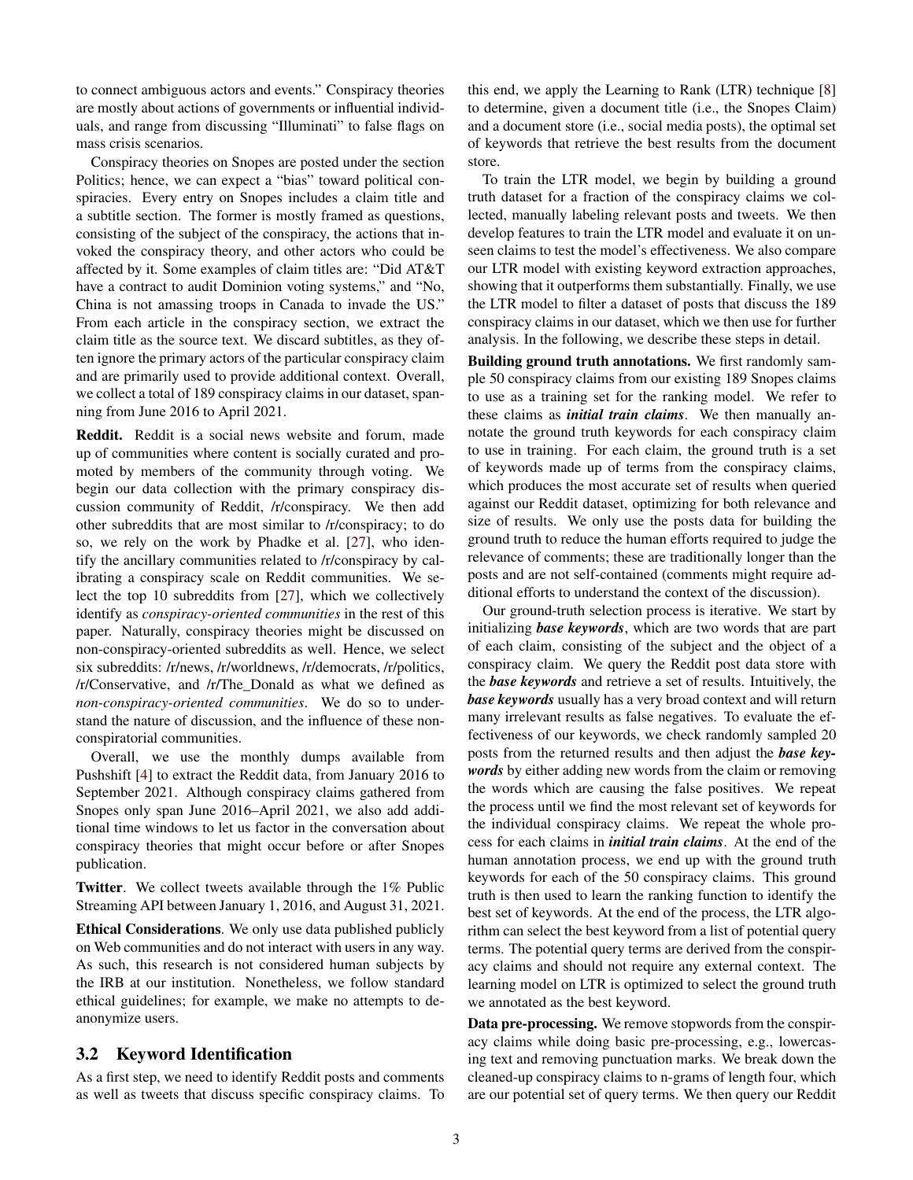to connect ambiguous actors and events." Conspiracy theories are mostly about actions of governments or influential individuals, and range from discussing "Illuminati" to false flags on mass crisis scenarios.

Conspiracy theories on Snopes are posted under the section Politics; hence, we can expect a "bias" toward political conspiracies. Every entry on Snopes includes a claim title and a subtitle section. The former is mostly framed as questions, consisting of the subject of the conspiracy, the actions that invoked the conspiracy theory, and other actors who could be affected by it. Some examples of claim titles are: "Did AT&T have a contract to audit Dominion voting systems," and "No, China is not amassing troops in Canada to invade the US." From each article in the conspiracy section, we extract the claim title as the source text. We discard subtitles, as they often ignore the primary actors of the particular conspiracy claim and are primarily used to provide additional context. Overall, we collect a total of 189 conspiracy claims in our dataset, spanning from June 2016 to April 2021.

**Reddit.** Reddit is a social news website and forum, made up of communities where content is socially curated and promoted by members of the community through voting. We begin our data collection with the primary conspiracy discussion community of Reddit, /r/conspiracy. We then add other subreddits that are most similar to /r/conspiracy; to do so, we rely on the work by Phadke et al. [27], who identify the ancillary communities related to /r/conspiracy by calibrating a conspiracy scale on Reddit communities. We select the top 10 subreddits from [27], which we collectively identify as *conspiracy-oriented communities* in the rest of this paper. Naturally, conspiracy theories might be discussed on non-conspiracy-oriented subreddits as well. Hence, we select six subreddits: /r/news, /r/worldnews, /r/democrats, /r/politics, /r/Conservative, and /r/The_Donald as what we defined as *non-conspiracy-oriented communities*. We do so to understand the nature of discussion, and the influence of these non-conspiratorial communities.

Overall, we use the monthly dumps available from Pushshift [4] to extract the Reddit data, from January 2016 to September 2021. Although conspiracy claims gathered from Snopes only span June 2016–April 2021, we also add additional time windows to let us factor in the conversation about conspiracy theories that might occur before or after Snopes publication.

**Twitter**. We collect tweets available through the 1% Public Streaming API between January 1, 2016, and August 31, 2021.

**Ethical Considerations**. We only use data published publicly on Web communities and do not interact with users in any way. As such, this research is not considered human subjects by the IRB at our institution. Nonetheless, we follow standard ethical guidelines; for example, we make no attempts to deanonymize users.

## 3.2 Keyword Identification

As a first step, we need to identify Reddit posts and comments as well as tweets that discuss specific conspiracy claims. To this end, we apply the Learning to Rank (LTR) technique [8] to determine, given a document title (i.e., the Snopes Claim) and a document store (i.e., social media posts), the optimal set of keywords that retrieve the best results from the document store.

To train the LTR model, we begin by building a ground truth dataset for a fraction of the conspiracy claims we collected, manually labeling relevant posts and tweets. We then develop features to train the LTR model and evaluate it on unseen claims to test the model's effectiveness. We also compare our LTR model with existing keyword extraction approaches, showing that it outperforms them substantially. Finally, we use the LTR model to filter a dataset of posts that discuss the 189 conspiracy claims in our dataset, which we then use for further analysis. In the following, we describe these steps in detail.

**Building ground truth annotations.** We first randomly sample 50 conspiracy claims from our existing 189 Snopes claims to use as a training set for the ranking model. We refer to these claims as ***initial train claims***. We then manually annotate the ground truth keywords for each conspiracy claim to use in training. For each claim, the ground truth is a set of keywords made up of terms from the conspiracy claims, which produces the most accurate set of results when queried against our Reddit dataset, optimizing for both relevance and size of results. We only use the posts data for building the ground truth to reduce the human efforts required to judge the relevance of comments; these are traditionally longer than the posts and are not self-contained (comments might require additional efforts to understand the context of the discussion).

Our ground-truth selection process is iterative. We start by initializing ***base keywords***, which are two words that are part of each claim, consisting of the subject and the object of a conspiracy claim. We query the Reddit post data store with the ***base keywords*** and retrieve a set of results. Intuitively, the ***base keywords*** usually has a very broad context and will return many irrelevant results as false negatives. To evaluate the effectiveness of our keywords, we check randomly sampled 20 posts from the returned results and then adjust the ***base keywords*** by either adding new words from the claim or removing the words which are causing the false positives. We repeat the process until we find the most relevant set of keywords for the individual conspiracy claims. We repeat the whole process for each claims in ***initial train claims***. At the end of the human annotation process, we end up with the ground truth keywords for each of the 50 conspiracy claims. This ground truth is then used to learn the ranking function to identify the best set of keywords. At the end of the process, the LTR algorithm can select the best keyword from a list of potential query terms. The potential query terms are derived from the conspiracy claims and should not require any external context. The learning model on LTR is optimized to select the ground truth we annotated as the best keyword.

**Data pre-processing.** We remove stopwords from the conspiracy claims while doing basic pre-processing, e.g., lowercasing text and removing punctuation marks. We break down the cleaned-up conspiracy claims to n-grams of length four, which are our potential set of query terms. We then query our Reddit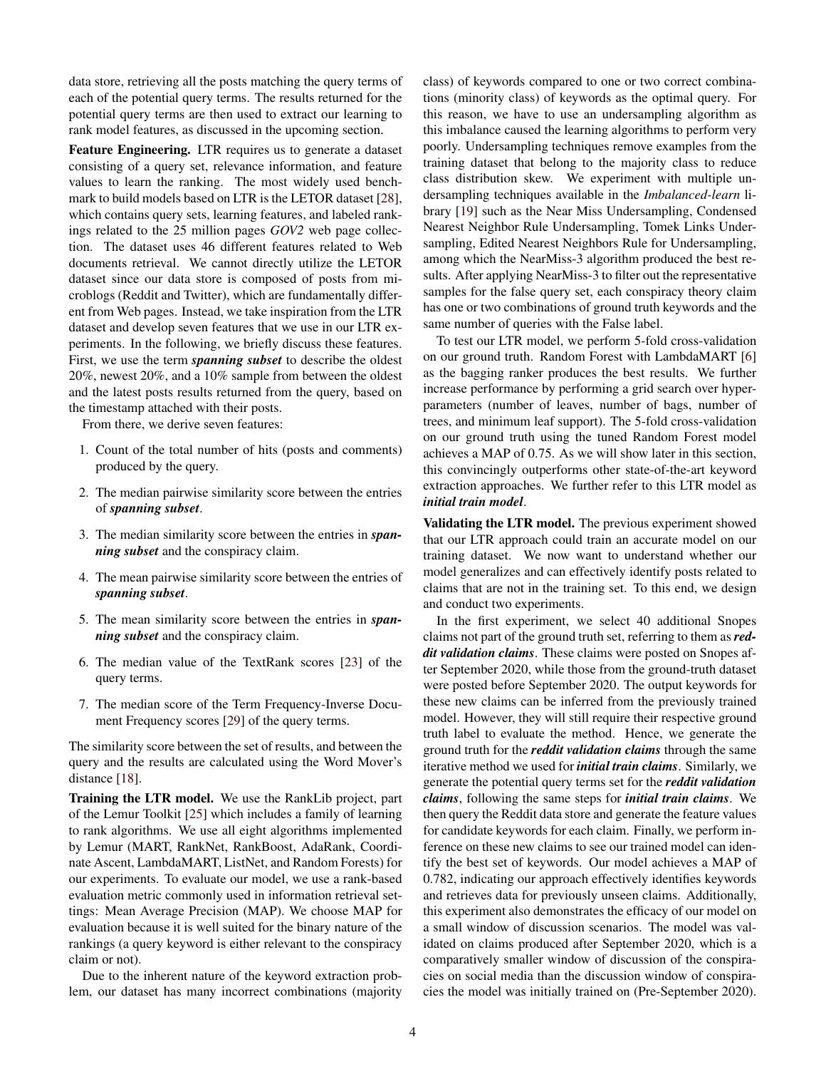data store, retrieving all the posts matching the query terms of each of the potential query terms. The results returned for the potential query terms are then used to extract our learning to rank model features, as discussed in the upcoming section.

**Feature Engineering.** LTR requires us to generate a dataset consisting of a query set, relevance information, and feature values to learn the ranking. The most widely used benchmark to build models based on LTR is the LETOR dataset [28], which contains query sets, learning features, and labeled rankings related to the 25 million pages *GOV2* web page collection. The dataset uses 46 different features related to Web documents retrieval. We cannot directly utilize the LETOR dataset since our data store is composed of posts from microblogs (Reddit and Twitter), which are fundamentally different from Web pages. Instead, we take inspiration from the LTR dataset and develop seven features that we use in our LTR experiments. In the following, we briefly discuss these features. First, we use the term ***spanning subset*** to describe the oldest 20%, newest 20%, and a 10% sample from between the oldest and the latest posts results returned from the query, based on the timestamp attached with their posts.

From there, we derive seven features:

1. Count of the total number of hits (posts and comments) produced by the query.
2. The median pairwise similarity score between the entries of ***spanning subset***.
3. The median similarity score between the entries in ***spanning subset*** and the conspiracy claim.
4. The mean pairwise similarity score between the entries of ***spanning subset***.
5. The mean similarity score between the entries in ***spanning subset*** and the conspiracy claim.
6. The median value of the TextRank scores [23] of the query terms.
7. The median score of the Term Frequency-Inverse Document Frequency scores [29] of the query terms.

The similarity score between the set of results, and between the query and the results are calculated using the Word Mover's distance [18].

**Training the LTR model.** We use the RankLib project, part of the Lemur Toolkit [25] which includes a family of learning to rank algorithms. We use all eight algorithms implemented by Lemur (MART, RankNet, RankBoost, AdaRank, Coordinate Ascent, LambdaMART, ListNet, and Random Forests) for our experiments. To evaluate our model, we use a rank-based evaluation metric commonly used in information retrieval settings: Mean Average Precision (MAP). We choose MAP for evaluation because it is well suited for the binary nature of the rankings (a query keyword is either relevant to the conspiracy claim or not).

Due to the inherent nature of the keyword extraction problem, our dataset has many incorrect combinations (majority class) of keywords compared to one or two correct combinations (minority class) of keywords as the optimal query. For this reason, we have to use an undersampling algorithm as this imbalance caused the learning algorithms to perform very poorly. Undersampling techniques remove examples from the training dataset that belong to the majority class to reduce class distribution skew. We experiment with multiple undersampling techniques available in the *Imbalanced-learn* library [19] such as the Near Miss Undersampling, Condensed Nearest Neighbor Rule Undersampling, Tomek Links Undersampling, Edited Nearest Neighbors Rule for Undersampling, among which the NearMiss-3 algorithm produced the best results. After applying NearMiss-3 to filter out the representative samples for the false query set, each conspiracy theory claim has one or two combinations of ground truth keywords and the same number of queries with the False label.

To test our LTR model, we perform 5-fold cross-validation on our ground truth. Random Forest with LambdaMART [6] as the bagging ranker produces the best results. We further increase performance by performing a grid search over hyperparameters (number of leaves, number of bags, number of trees, and minimum leaf support). The 5-fold cross-validation on our ground truth using the tuned Random Forest model achieves a MAP of 0.75. As we will show later in this section, this convincingly outperforms other state-of-the-art keyword extraction approaches. We further refer to this LTR model as ***initial train model***.

**Validating the LTR model.** The previous experiment showed that our LTR approach could train an accurate model on our training dataset. We now want to understand whether our model generalizes and can effectively identify posts related to claims that are not in the training set. To this end, we design and conduct two experiments.

In the first experiment, we select 40 additional Snopes claims not part of the ground truth set, referring to them as ***reddit validation claims***. These claims were posted on Snopes after September 2020, while those from the ground-truth dataset were posted before September 2020. The output keywords for these new claims can be inferred from the previously trained model. However, they will still require their respective ground truth label to evaluate the method. Hence, we generate the ground truth for the ***reddit validation claims*** through the same iterative method we used for ***initial train claims***. Similarly, we generate the potential query terms set for the ***reddit validation claims***, following the same steps for ***initial train claims***. We then query the Reddit data store and generate the feature values for candidate keywords for each claim. Finally, we perform inference on these new claims to see our trained model can identify the best set of keywords. Our model achieves a MAP of 0.782, indicating our approach effectively identifies keywords and retrieves data for previously unseen claims. Additionally, this experiment also demonstrates the efficacy of our model on a small window of discussion scenarios. The model was validated on claims produced after September 2020, which is a comparatively smaller window of discussion of the conspiracies on social media than the discussion window of conspiracies the model was initially trained on (Pre-September 2020).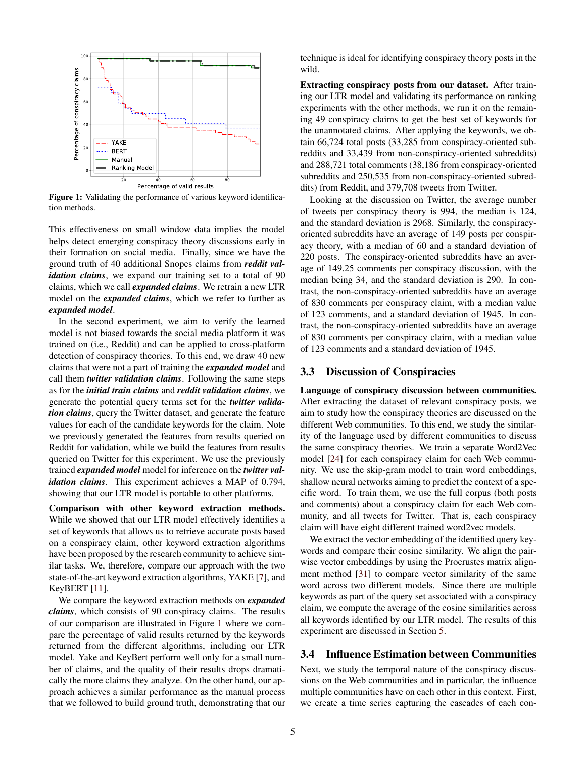Figure 1: Validating the performance of various keyword identification methods.

This effectiveness on small window data implies the model helps detect emerging conspiracy theory discussions early in their formation on social media. Finally, since we have the ground truth of 40 additional Snopes claims from ***reddit validation claims***, we expand our training set to a total of 90 claims, which we call ***expanded claims***. We retrain a new LTR model on the ***expanded claims***, which we refer to further as ***expanded model***.

In the second experiment, we aim to verify the learned model is not biased towards the social media platform it was trained on (i.e., Reddit) and can be applied to cross-platform detection of conspiracy theories. To this end, we draw 40 new claims that were not a part of training the ***expanded model*** and call them ***twitter validation claims***. Following the same steps as for the ***initial train claims*** and ***reddit validation claims***, we generate the potential query terms set for the ***twitter validation claims***, query the Twitter dataset, and generate the feature values for each of the candidate keywords for the claim. Note we previously generated the features from results queried on Reddit for validation, while we build the features from results queried on Twitter for this experiment. We use the previously trained ***expanded model*** model for inference on the ***twitter validation claims***. This experiment achieves a MAP of 0.794, showing that our LTR model is portable to other platforms.

**Comparison with other keyword extraction methods.** While we showed that our LTR model effectively identifies a set of keywords that allows us to retrieve accurate posts based on a conspiracy claim, other keyword extraction algorithms have been proposed by the research community to achieve similar tasks. We, therefore, compare our approach with the two state-of-the-art keyword extraction algorithms, YAKE [7], and KeyBERT [11].

We compare the keyword extraction methods on ***expanded claims***, which consists of 90 conspiracy claims. The results of our comparison are illustrated in Figure 1 where we compare the percentage of valid results returned by the keywords returned from the different algorithms, including our LTR model. Yake and KeyBert perform well only for a small number of claims, and the quality of their results drops dramatically the more claims they analyze. On the other hand, our approach achieves a similar performance as the manual process that we followed to build ground truth, demonstrating that our technique is ideal for identifying conspiracy theory posts in the wild.

**Extracting conspiracy posts from our dataset.** After training our LTR model and validating its performance on ranking experiments with the other methods, we run it on the remaining 49 conspiracy claims to get the best set of keywords for the unannotated claims. After applying the keywords, we obtain 66,724 total posts (33,285 from conspiracy-oriented subreddits and 33,439 from non-conspiracy-oriented subreddits) and 288,721 total comments (38,186 from conspiracy-oriented subreddits and 250,535 from non-conspiracy-oriented subreddits) from Reddit, and 379,708 tweets from Twitter.

Looking at the discussion on Twitter, the average number of tweets per conspiracy theory is 994, the median is 124, and the standard deviation is 2968. Similarly, the conspiracy-oriented subreddits have an average of 149 posts per conspiracy theory, with a median of 60 and a standard deviation of 220 posts. The conspiracy-oriented subreddits have an average of 149.25 comments per conspiracy discussion, with the median being 34, and the standard deviation is 290. In contrast, the non-conspiracy-oriented subreddits have an average of 830 comments per conspiracy claim, with a median value of 123 comments, and a standard deviation of 1945. In contrast, the non-conspiracy-oriented subreddits have an average of 830 comments per conspiracy claim, with a median value of 123 comments and a standard deviation of 1945.

## 3.3 Discussion of Conspiracies

**Language of conspiracy discussion between communities.** After extracting the dataset of relevant conspiracy posts, we aim to study how the conspiracy theories are discussed on the different Web communities. To this end, we study the similarity of the language used by different communities to discuss the same conspiracy theories. We train a separate Word2Vec model [24] for each conspiracy claim for each Web community. We use the skip-gram model to train word embeddings, shallow neural networks aiming to predict the context of a specific word. To train them, we use the full corpus (both posts and comments) about a conspiracy claim for each Web community, and all tweets for Twitter. That is, each conspiracy claim will have eight different trained word2vec models.

We extract the vector embedding of the identified conspiracy keywords and compare their cosine similarity. We align the pairwise vector embeddings by using the Procrustes matrix alignment method [31] to compare vector similarity of the same word across two different models. Since there are multiple keywords as part of the query set associated with a conspiracy claim, we compute the average of the cosine similarities across all keywords identified by our LTR model. The results of this experiment are discussed in Section 5.

## 3.4 Influence Estimation between Communities

Next, we study the temporal nature of the conspiracy discussions on the Web communities and in particular, the influence multiple communities have on each other in this context. First, we create a time series capturing the cascades of each con-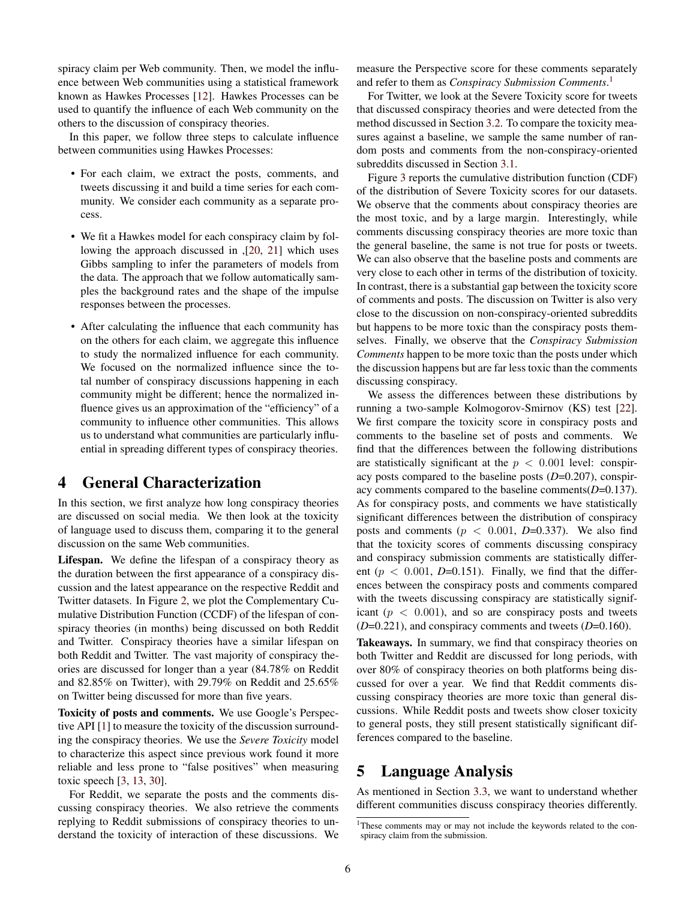spiracy claim per Web community. Then, we model the influence between Web communities using a statistical framework known as Hawkes Processes [12]. Hawkes Processes can be used to quantify the influence of each Web community on the others to the discussion of conspiracy theories.

In this paper, we follow three steps to calculate influence between communities using Hawkes Processes:

- For each claim, we extract the posts, comments, and tweets discussing it and build a time series for each community. We consider each community as a separate process.
- We fit a Hawkes model for each conspiracy claim by following the approach discussed in ,[20, 21] which uses Gibbs sampling to infer the parameters of models from the data. The approach that we follow automatically samples the background rates and the shape of the impulse responses between the processes.
- After calculating the influence that each community has on the others for each claim, we aggregate this influence to study the normalized influence for each community. We focused on the normalized influence since the total number of conspiracy discussions happening in each community might be different; hence the normalized influence gives us an approximation of the "efficiency" of a community to influence other communities. This allows us to understand what communities are particularly influential in spreading different types of conspiracy theories.

# 4 General Characterization

In this section, we first analyze how long conspiracy theories are discussed on social media. We then look at the toxicity of language used to discuss them, comparing it to the general discussion on the same Web communities.

**Lifespan.** We define the lifespan of a conspiracy theory as the duration between the first appearance of a conspiracy discussion and the latest appearance on the respective Reddit and Twitter datasets. In Figure 2, we plot the Complementary Cumulative Distribution Function (CCDF) of the lifespan of conspiracy theories (in months) being discussed on both Reddit and Twitter. Conspiracy theories have a similar lifespan on both Reddit and Twitter. The vast majority of conspiracy theories are discussed for longer than a year (84.78% on Reddit and 82.85% on Twitter), with 29.79% on Reddit and 25.65% on Twitter being discussed for more than five years.

**Toxicity of posts and comments.** We use Google's Perspective API [1] to measure the toxicity of the discussion surrounding the conspiracy theories. We use the *Severe Toxicity* model to characterize this aspect since previous work found it more reliable and less prone to "false positives" when measuring toxic speech [3, 13, 30].

For Reddit, we separate the posts and the comments discussing conspiracy theories. We also retrieve the comments replying to Reddit submissions of conspiracy theories to understand the toxicity of interaction of these discussions. We measure the Perspective score for these comments separately and refer to them as *Conspiracy Submission Comments*.[1]

For Twitter, we look at the Severe Toxicity score for tweets that discussed conspiracy theories and were detected from the method discussed in Section 3.2. To compare the toxicity measures against a baseline, we sample the same number of random posts and comments from the non-conspiracy-oriented subreddits discussed in Section 3.1.

Figure 3 reports the cumulative distribution function (CDF) of the distribution of Severe Toxicity scores for our datasets. We observe that the comments about conspiracy theories are the most toxic, and by a large margin. Interestingly, while comments discussing conspiracy theories are more toxic than the general baseline, the same is not true for posts or tweets. We can also observe that the baseline posts and comments are very close to each other in terms of the distribution of toxicity. In contrast, there is a substantial gap between the toxicity score of comments and posts. The discussion on Twitter is also very close to the discussion on non-conspiracy-oriented subreddits but happens to be more toxic than the conspiracy posts themselves. Finally, we observe that the *Conspiracy Submission Comments* happen to be more toxic than the posts under which the discussion happens but are far less toxic than the comments discussing conspiracy.

We assess the differences between these distributions by running a two-sample Kolmogorov-Smirnov (KS) test [22]. We first compare the toxicity score in conspiracy posts and comments to the baseline set of posts and comments. We find that the differences between the following distributions are statistically significant at the $p < 0.001$ level: conspiracy posts compared to the baseline posts ($D$=0.207), conspiracy comments compared to the baseline comments($D$=0.137). As for conspiracy posts, and comments we have statistically significant differences between the distribution of conspiracy posts and comments ($p < 0.001$, $D$=0.337). We also find that the toxicity scores of comments discussing conspiracy and conspiracy submission comments are statistically different ($p < 0.001$, $D$=0.151). Finally, we find that the differences between the conspiracy posts and comments compared with the tweets discussing conspiracy are statistically significant ($p < 0.001$), and so are conspiracy posts and tweets ($D$=0.221), and conspiracy comments and tweets ($D$=0.160).

**Takeaways.** In summary, we find that conspiracy theories on both Twitter and Reddit are discussed for long periods, with over 80% of conspiracy theories on both platforms being discussed for over a year. We find that Reddit comments discussing conspiracy theories are more toxic than general discussions. While Reddit posts and tweets show closer toxicity to general posts, they still present statistically significant differences compared to the baseline.

# 5 Language Analysis

As mentioned in Section 3.3, we want to understand whether different communities discuss conspiracy theories differently.

[1] These comments may or may not include the keywords related to the conspiracy claim from the submission.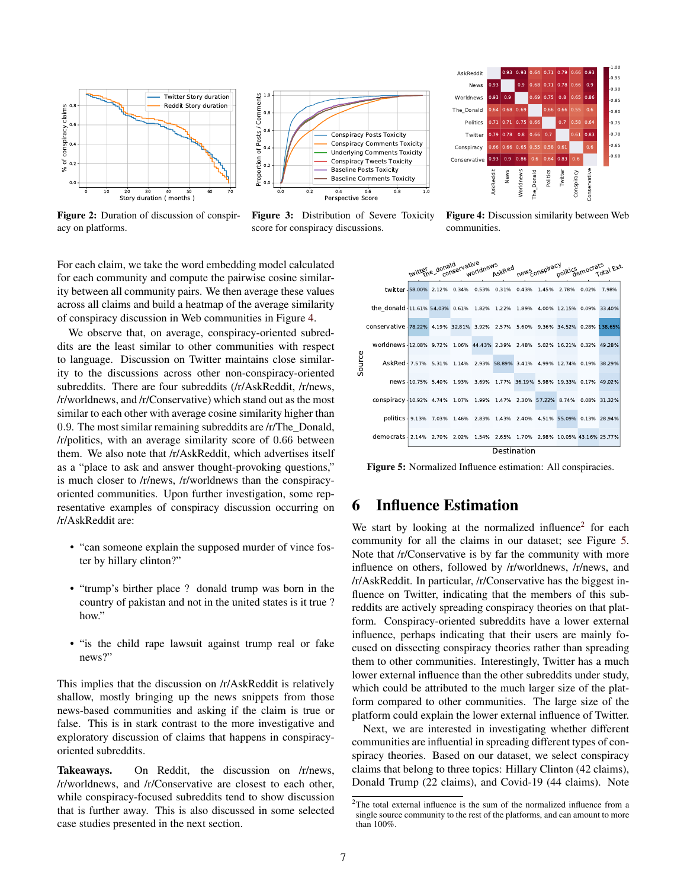**Figure 2:** Duration of discussion of conspiracy on platforms.

**Figure 3:** Distribution of Severe Toxicity score for conspiracy discussions.

**Figure 4:** Discussion similarity between Web communities.

For each claim, we take the word embedding model calculated for each community and compute the pairwise cosine similarity between all community pairs. We then average these values across all claims and build a heatmap of the average similarity of conspiracy discussion in Web communities in Figure 4.

We observe that, on average, conspiracy-oriented subreddits are the least similar to other communities with respect to language. Discussion on Twitter maintains close similarity to the discussions across other non-conspiracy-oriented subreddits. There are four subreddits (/r/AskReddit, /r/news, /r/worldnews, and /r/Conservative) which stand out as the most similar to each other with average cosine similarity higher than 0.9. The most similar remaining subreddits are /r/The_Donald, /r/politics, with an average similarity score of 0.66 between them. We also note that /r/AskReddit, which advertises itself as a "place to ask and answer thought-provoking questions," is much closer to /r/news, /r/worldnews than the conspiracy-oriented communities. Upon further investigation, some representative examples of conspiracy discussion occurring on /r/AskReddit are:

- "can someone explain the supposed murder of vince foster by hillary clinton?"
- "trump's birther place ? donald trump was born in the country of pakistan and not in the united states is it true ? how."
- "is the child rape lawsuit against trump real or fake news?"

This implies that the discussion on /r/AskReddit is relatively shallow, mostly bringing up the news snippets from those news-based communities and asking if the claim is true or false. This is in stark contrast to the more investigative and exploratory discussion of claims that happens in conspiracy-oriented subreddits.

**Takeaways.** On Reddit, the discussion on /r/news, /r/worldnews, and /r/Conservative are closest to each other, while conspiracy-focused subreddits tend to show discussion that is further away. This is also discussed in some selected case studies presented in the next section.

**Figure 5:** Normalized Influence estimation: All conspiracies.

# 6 Influence Estimation

We start by looking at the normalized influence[2] for each community for all the claims in our dataset; see Figure 5. Note that /r/Conservative is by far the community with more influence on others, followed by /r/worldnews, /r/news, and /r/AskReddit. In particular, /r/Conservative has the biggest influence on Twitter, indicating that the members of this subreddits are actively spreading conspiracy theories on that platform. Conspiracy-oriented subreddits have a lower external influence, perhaps indicating that their users are mainly focused on dissecting conspiracy theories rather than spreading them to other communities. Interestingly, Twitter has a much lower external influence than the other subreddits under study, which could be attributed to the much larger size of the platform compared to other communities. The large size of the platform could explain the lower external influence of Twitter.

Next, we are interested in investigating whether different communities are influential in spreading different types of conspiracy theories. Based on our dataset, we select conspiracy claims that belong to three topics: Hillary Clinton (42 claims), Donald Trump (22 claims), and Covid-19 (44 claims). Note

[2] The total external influence is the sum of the normalized influence from a single source community to the rest of the platforms, and can amount to more than 100%.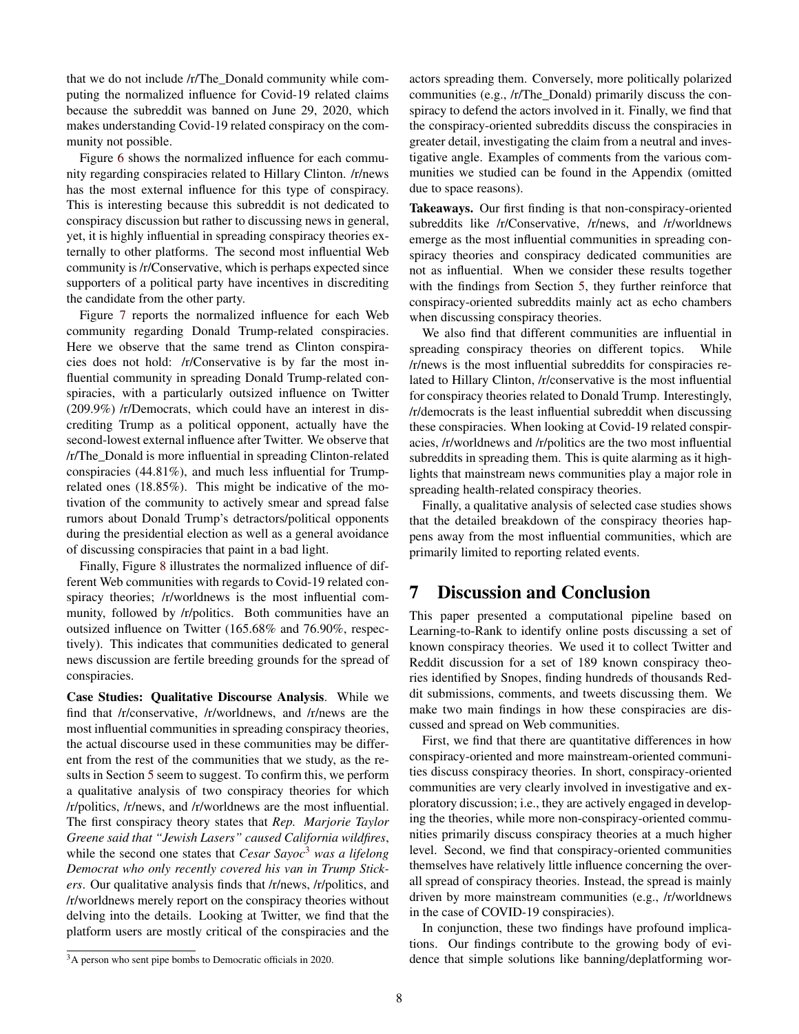that we do not include /r/The_Donald community while computing the normalized influence for Covid-19 related claims because the subreddit was banned on June 29, 2020, which makes understanding Covid-19 related conspiracy on the community not possible.

Figure 6 shows the normalized influence for each community regarding conspiracies related to Hillary Clinton. /r/news has the most external influence for this type of conspiracy. This is interesting because this subreddit is not dedicated to conspiracy discussion but rather to discussing news in general, yet, it is highly influential in spreading conspiracy theories externally to other platforms. The second most influential Web community is /r/Conservative, which is perhaps expected since supporters of a political party have incentives in discrediting the candidate from the other party.

Figure 7 reports the normalized influence for each Web community regarding Donald Trump-related conspiracies. Here we observe that the same trend as Clinton conspiracies does not hold: /r/Conservative is by far the most influential community in spreading Donald Trump-related conspiracies, with a particularly outsized influence on Twitter (209.9%) /r/Democrats, which could have an interest in discrediting Trump as a political opponent, actually have the second-lowest external influence after Twitter. We observe that /r/The_Donald is more influential in spreading Clinton-related conspiracies (44.81%), and much less influential for Trump-related ones (18.85%). This might be indicative of the motivation of the community to actively smear and spread false rumors about Donald Trump's detractors/political opponents during the presidential election as well as a general avoidance of discussing conspiracies that paint in a bad light.

Finally, Figure 8 illustrates the normalized influence of different Web communities with regards to Covid-19 related conspiracy theories; /r/worldnews is the most influential community, followed by /r/politics. Both communities have an outsized influence on Twitter (165.68% and 76.90%, respectively). This indicates that communities dedicated to general news discussion are fertile breeding grounds for the spread of conspiracies.

**Case Studies: Qualitative Discourse Analysis**. While we find that /r/conservative, /r/worldnews, and /r/news are the most influential communities in spreading conspiracy theories, the actual discourse used in these communities may be different from the rest of the communities that we study, as the results in Section 5 seem to suggest. To confirm this, we perform a qualitative analysis of two conspiracy theories for which /r/politics, /r/news, and /r/worldnews are the most influential. The first conspiracy theory states that *Rep. Marjorie Taylor Greene said that "Jewish Lasers" caused California wildfires*, while the second one states that *Cesar Sayoc*[3] *was a lifelong Democrat who only recently covered his van in Trump Stickers*. Our qualitative analysis finds that /r/news, /r/politics, and /r/worldnews merely report on the conspiracy theories without delving into the details. Looking at Twitter, we find that the platform users are mostly critical of the conspiracies and the actors spreading them. Conversely, more politically polarized communities (e.g., /r/The_Donald) primarily discuss the conspiracy to defend the actors involved in it. Finally, we find that the conspiracy-oriented subreddits discuss the conspiracies in greater detail, investigating the claim from a neutral and investigative angle. Examples of comments from the various communities we studied can be found in the Appendix (omitted due to space reasons).

[3] A person who sent pipe bombs to Democratic officials in 2020.

**Takeaways.** Our first finding is that non-conspiracy-oriented subreddits like /r/Conservative, /r/news, and /r/worldnews emerge as the most influential communities in spreading conspiracy theories and conspiracy dedicated communities are not as influential. When we consider these results together with the findings from Section 5, they further reinforce that conspiracy-oriented subreddits mainly act as echo chambers when discussing conspiracy theories.

We also find that different communities are influential in spreading conspiracy theories on different topics. While /r/news is the most influential subreddits for conspiracies related to Hillary Clinton, /r/conservative is the most influential for conspiracy theories related to Donald Trump. Interestingly, /r/democrats is the least influential subreddit when discussing these conspiracies. When looking at Covid-19 related conspiracies, /r/worldnews and /r/politics are the two most influential subreddits in spreading them. This is quite alarming as it highlights that mainstream news communities play a major role in spreading health-related conspiracy theories.

Finally, a qualitative analysis of selected case studies shows that the detailed breakdown of the conspiracy theories happens away from the most influential communities, which are primarily limited to reporting related events.

# 7 Discussion and Conclusion

This paper presented a computational pipeline based on Learning-to-Rank to identify online posts discussing a set of known conspiracy theories. We used it to collect Twitter and Reddit discussion for a set of 189 known conspiracy theories identified by Snopes, finding hundreds of thousands Reddit submissions, comments, and tweets discussing them. We make two main findings in how these conspiracies are discussed and spread on Web communities.

First, we find that there are quantitative differences in how conspiracy-oriented and more mainstream-oriented communities discuss conspiracy theories. In short, conspiracy-oriented communities are very clearly involved in investigative and exploratory discussion; i.e., they are actively engaged in developing the theories, while more non-conspiracy-oriented communities primarily discuss conspiracy theories at a much higher level. Second, we find that conspiracy-oriented communities themselves have relatively little influence concerning the overall spread of conspiracy theories. Instead, the spread is mainly driven by more mainstream communities (e.g., /r/worldnews in the case of COVID-19 conspiracies).

In conjunction, these two findings have profound implications. Our findings contribute to the growing body of evidence that simple solutions like banning/deplatforming wor-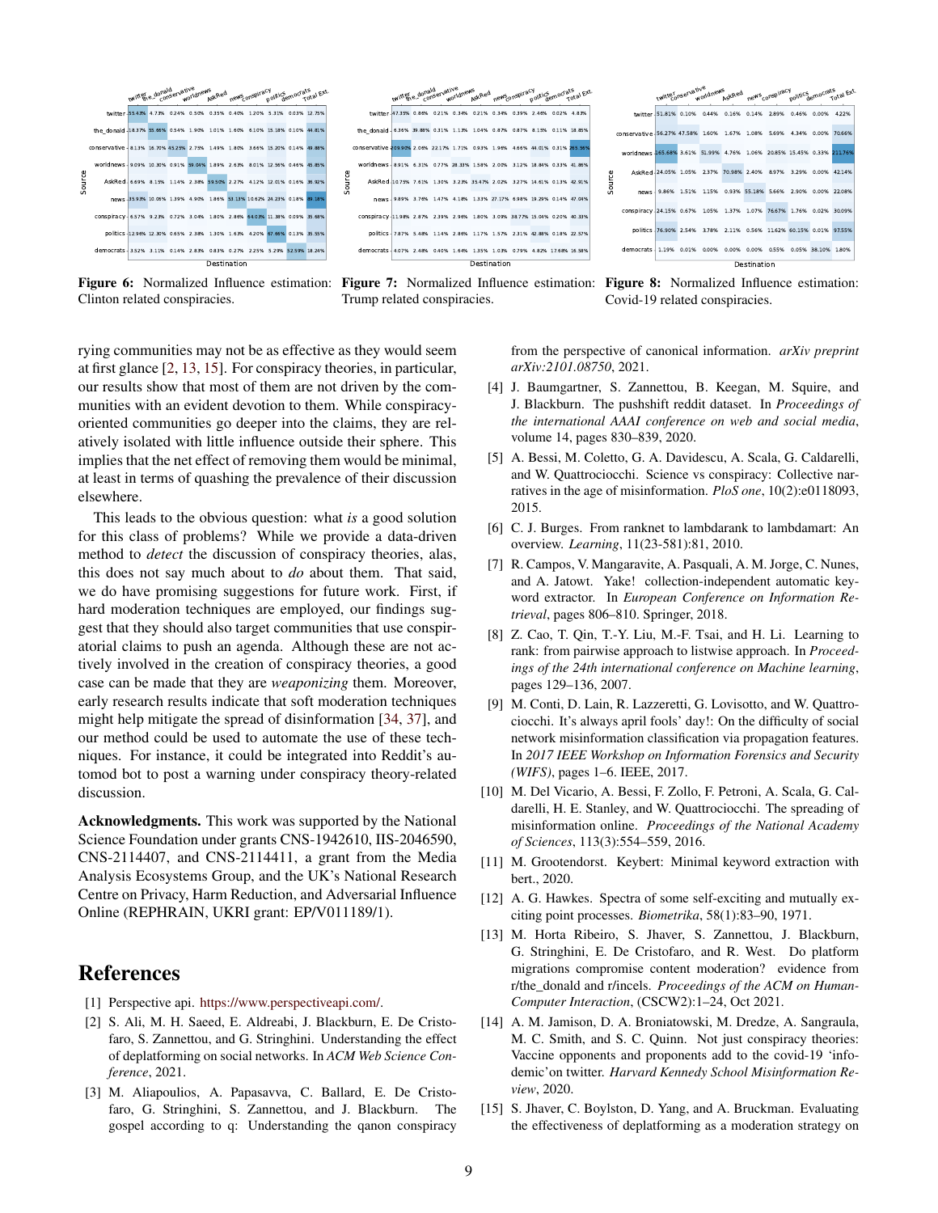| Source \ Destination | twitter | the_donald | conservative | worldnews | AskRed | news | conspiracy | politics | democrats | Total Ext. |
|---|---|---|---|---|---|---|---|---|---|---|
| twitter | 55.43% | 4.73% | 0.24% | 0.50% | 0.35% | 0.40% | 1.20% | 5.31% | 0.03% | 12.75% |
| the_donald | 18.37% | 55.66% | 0.54% | 1.90% | 1.01% | 1.60% | 6.10% | 15.18% | 0.10% | 44.81% |
| conservative | 8.13% | 16.70% | 45.25% | 2.75% | 1.49% | 1.80% | 3.66% | 15.20% | 0.14% | 49.88% |
| worldnews | 9.09% | 10.30% | 0.91% | 59.04% | 1.89% | 2.63% | 8.01% | 12.56% | 0.46% | 45.85% |
| AskRed | 6.69% | 8.15% | 1.14% | 2.38% | 59.50% | 2.27% | 4.12% | 12.01% | 0.16% | 36.92% |
| news | 35.93% | 10.06% | 1.39% | 4.90% | 1.86% | 53.13% | 10.62% | 24.23% | 0.18% | 89.18% |
| conspiracy | 6.57% | 9.23% | 0.72% | 3.04% | 1.80% | 2.86% | 64.03% | 11.38% | 0.09% | 35.68% |
| politics | 12.96% | 12.30% | 0.65% | 2.38% | 1.30% | 1.63% | 4.20% | 67.66% | 0.13% | 35.55% |
| democrats | 3.52% | 3.11% | 0.14% | 2.83% | 0.83% | 0.27% | 2.25% | 5.29% | 52.59% | 18.24% |

**Figure 6:** Normalized Influence estimation: Clinton related conspiracies.

| Source \ Destination | twitter | the_donald | conservative | worldnews | AskRed | news | conspiracy | politics | democrats | Total Ext. |
|---|---|---|---|---|---|---|---|---|---|---|
| twitter | 47.33% | 0.86% | 0.21% | 0.34% | 0.21% | 0.34% | 0.39% | 2.46% | 0.02% | 4.83% |
| the_donald | 6.36% | 39.88% | 0.31% | 1.13% | 1.04% | 0.87% | 0.87% | 8.15% | 0.11% | 18.85% |
| conservative | 209.90% | 2.06% | 22.17% | 1.71% | 0.93% | 1.96% | 4.66% | 44.01% | 0.31% | 265.56% |
| worldnews | 8.91% | 6.31% | 0.77% | 28.33% | 1.58% | 2.00% | 3.12% | 18.84% | 0.33% | 41.86% |
| AskRed | 10.75% | 7.61% | 1.30% | 3.23% | 35.47% | 2.02% | 3.27% | 14.61% | 0.13% | 42.91% |
| news | 9.89% | 3.76% | 1.47% | 4.18% | 1.33% | 27.17% | 6.98% | 19.29% | 0.14% | 47.04% |
| conspiracy | 11.98% | 2.87% | 2.39% | 2.96% | 1.80% | 3.09% | 38.77% | 15.04% | 0.20% | 40.33% |
| politics | 7.87% | 5.48% | 1.14% | 2.86% | 1.17% | 1.57% | 2.31% | 42.88% | 0.18% | 22.57% |
| democrats | 4.07% | 2.48% | 0.40% | 1.64% | 1.35% | 1.03% | 0.79% | 4.82% | 17.68% | 16.58% |

**Figure 7:** Normalized Influence estimation: Trump related conspiracies.

| Source \ Destination | twitter | conservative | worldnews | AskRed | news | conspiracy | politics | democrats | Total Ext. |
|---|---|---|---|---|---|---|---|---|---|
| twitter | 51.81% | 0.10% | 0.44% | 0.16% | 0.14% | 2.89% | 0.46% | 0.00% | 4.22% |
| conservative | 56.27% | 47.58% | 1.60% | 1.67% | 1.08% | 5.69% | 4.34% | 0.00% | 70.66% |
| worldnews | 165.68% | 3.61% | 51.99% | 4.76% | 1.06% | 20.85% | 15.45% | 0.33% | 211.76% |
| AskRed | 24.05% | 1.05% | 2.37% | 70.98% | 2.40% | 8.97% | 3.29% | 0.00% | 42.14% |
| news | 9.86% | 1.51% | 1.15% | 0.93% | 55.18% | 5.66% | 2.90% | 0.00% | 22.08% |
| conspiracy | 24.15% | 0.67% | 1.05% | 1.37% | 1.07% | 76.67% | 1.76% | 0.02% | 30.09% |
| politics | 76.90% | 2.54% | 3.78% | 2.11% | 0.56% | 11.62% | 60.15% | 0.01% | 97.55% |
| democrats | 1.19% | 0.01% | 0.00% | 0.00% | 0.00% | 0.55% | 0.05% | 38.10% | 1.80% |

**Figure 8:** Normalized Influence estimation: Covid-19 related conspiracies.

rying communities may not be as effective as they would seem at first glance [2, 13, 15]. For conspiracy theories, in particular, our results show that most of them are not driven by the communities with an evident devotion to them. While conspiracy-oriented communities go deeper into the claims, they are relatively isolated with little influence outside their sphere. This implies that the net effect of removing them would be minimal, at least in terms of quashing the prevalence of their discussion elsewhere.

This leads to the obvious question: what *is* a good solution for this class of problems? While we provide a data-driven method to *detect* the discussion of conspiracy theories, alas, this does not say much about to *do* about them. That said, we do have promising suggestions for future work. First, if hard moderation techniques are employed, our findings suggest that they should also target communities that use conspiratorial claims to push an agenda. Although these are not actively involved in the creation of conspiracy theories, a good case can be made that they are *weaponizing* them. Moreover, early research results indicate that soft moderation techniques might help mitigate the spread of disinformation [34, 37], and our method could be used to automate the use of these techniques. For instance, it could be integrated into Reddit's automod bot to post a warning under conspiracy theory-related discussion.

**Acknowledgments.** This work was supported by the National Science Foundation under grants CNS-1942610, IIS-2046590, CNS-2114407, and CNS-2114411, a grant from the Media Analysis Ecosystems Group, and the UK's National Research Centre on Privacy, Harm Reduction, and Adversarial Influence Online (REPHRAIN, UKRI grant: EP/V011189/1).

# References

[1] Perspective api. https://www.perspectiveapi.com/.

[2] S. Ali, M. H. Saeed, E. Aldreabi, J. Blackburn, E. De Cristofaro, S. Zannettou, and G. Stringhini. Understanding the effect of deplatforming on social networks. In *ACM Web Science Conference*, 2021.

[3] M. Aliapoulios, A. Papasavva, C. Ballard, E. De Cristofaro, G. Stringhini, S. Zannettou, and J. Blackburn. The gospel according to q: Understanding the qanon conspiracy from the perspective of canonical information. *arXiv preprint arXiv:2101.08750*, 2021.

[4] J. Baumgartner, S. Zannettou, B. Keegan, M. Squire, and J. Blackburn. The pushshift reddit dataset. In *Proceedings of the international AAAI conference on web and social media*, volume 14, pages 830–839, 2020.

[5] A. Bessi, M. Coletto, G. A. Davidescu, A. Scala, G. Caldarelli, and W. Quattrociocchi. Science vs conspiracy: Collective narratives in the age of misinformation. *PloS one*, 10(2):e0118093, 2015.

[6] C. J. Burges. From ranknet to lambdarank to lambdamart: An overview. *Learning*, 11(23-581):81, 2010.

[7] R. Campos, V. Mangaravite, A. Pasquali, A. M. Jorge, C. Nunes, and A. Jatowt. Yake! collection-independent automatic keyword extractor. In *European Conference on Information Retrieval*, pages 806–810. Springer, 2018.

[8] Z. Cao, T. Qin, T.-Y. Liu, M.-F. Tsai, and H. Li. Learning to rank: from pairwise approach to listwise approach. In *Proceedings of the 24th international conference on Machine learning*, pages 129–136, 2007.

[9] M. Conti, D. Lain, R. Lazzeretti, G. Lovisotto, and W. Quattrociocchi. It's always april fools' day!: On the difficulty of social network misinformation classification via propagation features. In *2017 IEEE Workshop on Information Forensics and Security (WIFS)*, pages 1–6. IEEE, 2017.

[10] M. Del Vicario, A. Bessi, F. Zollo, F. Petroni, A. Scala, G. Caldarelli, H. E. Stanley, and W. Quattrociocchi. The spreading of misinformation online. *Proceedings of the National Academy of Sciences*, 113(3):554–559, 2016.

[11] M. Grootendorst. Keybert: Minimal keyword extraction with bert., 2020.

[12] A. G. Hawkes. Spectra of some self-exciting and mutually exciting point processes. *Biometrika*, 58(1):83–90, 1971.

[13] M. Horta Ribeiro, S. Jhaver, S. Zannettou, J. Blackburn, G. Stringhini, E. De Cristofaro, and R. West. Do platform migrations compromise content moderation? evidence from r/the_donald and r/incels. *Proceedings of the ACM on Human-Computer Interaction*, (CSCW2):1–24, Oct 2021.

[14] A. M. Jamison, D. A. Broniatowski, M. Dredze, A. Sangraula, M. C. Smith, and S. C. Quinn. Not just conspiracy theories: Vaccine opponents and proponents add to the covid-19 'infodemic'on twitter. *Harvard Kennedy School Misinformation Review*, 2020.

[15] S. Jhaver, C. Boylston, D. Yang, and A. Bruckman. Evaluating the effectiveness of deplatforming as a moderation strategy on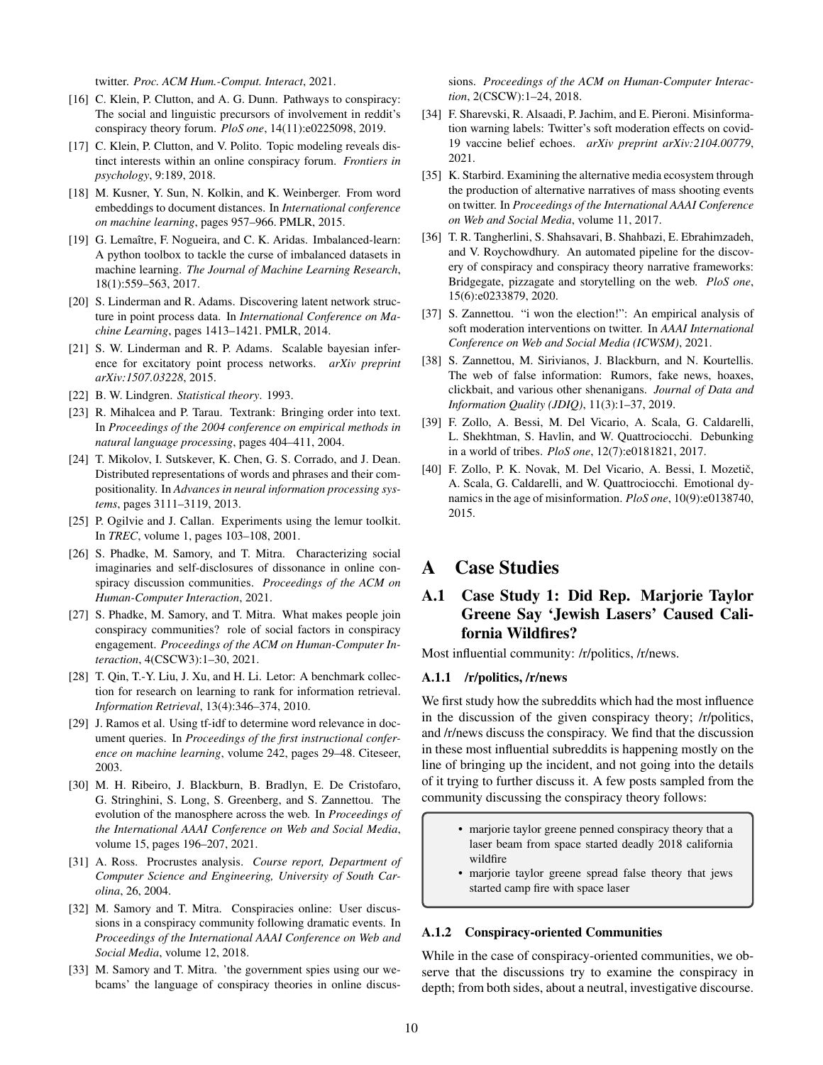twitter. *Proc. ACM Hum.-Comput. Interact*, 2021.

[16] C. Klein, P. Clutton, and A. G. Dunn. Pathways to conspiracy: The social and linguistic precursors of involvement in reddit's conspiracy theory forum. *PloS one*, 14(11):e0225098, 2019.

[17] C. Klein, P. Clutton, and V. Polito. Topic modeling reveals distinct interests within an online conspiracy forum. *Frontiers in psychology*, 9:189, 2018.

[18] M. Kusner, Y. Sun, N. Kolkin, and K. Weinberger. From word embeddings to document distances. In *International conference on machine learning*, pages 957–966. PMLR, 2015.

[19] G. Lemaître, F. Nogueira, and C. K. Aridas. Imbalanced-learn: A python toolbox to tackle the curse of imbalanced datasets in machine learning. *The Journal of Machine Learning Research*, 18(1):559–563, 2017.

[20] S. Linderman and R. Adams. Discovering latent network structure in point process data. In *International Conference on Machine Learning*, pages 1413–1421. PMLR, 2014.

[21] S. W. Linderman and R. P. Adams. Scalable bayesian inference for excitatory point process networks. *arXiv preprint arXiv:1507.03228*, 2015.

[22] B. W. Lindgren. *Statistical theory*. 1993.

[23] R. Mihalcea and P. Tarau. Textrank: Bringing order into text. In *Proceedings of the 2004 conference on empirical methods in natural language processing*, pages 404–411, 2004.

[24] T. Mikolov, I. Sutskever, K. Chen, G. S. Corrado, and J. Dean. Distributed representations of words and phrases and their compositionality. In *Advances in neural information processing systems*, pages 3111–3119, 2013.

[25] P. Ogilvie and J. Callan. Experiments using the lemur toolkit. In *TREC*, volume 1, pages 103–108, 2001.

[26] S. Phadke, M. Samory, and T. Mitra. Characterizing social imaginaries and self-disclosures of dissonance in online conspiracy discussion communities. *Proceedings of the ACM on Human-Computer Interaction*, 2021.

[27] S. Phadke, M. Samory, and T. Mitra. What makes people join conspiracy communities? role of social factors in conspiracy engagement. *Proceedings of the ACM on Human-Computer Interaction*, 4(CSCW3):1–30, 2021.

[28] T. Qin, T.-Y. Liu, J. Xu, and H. Li. Letor: A benchmark collection for research on learning to rank for information retrieval. *Information Retrieval*, 13(4):346–374, 2010.

[29] J. Ramos et al. Using tf-idf to determine word relevance in document queries. In *Proceedings of the first instructional conference on machine learning*, volume 242, pages 29–48. Citeseer, 2003.

[30] M. H. Ribeiro, J. Blackburn, B. Bradlyn, E. De Cristofaro, G. Stringhini, S. Long, S. Greenberg, and S. Zannettou. The evolution of the manosphere across the web. In *Proceedings of the International AAAI Conference on Web and Social Media*, volume 15, pages 196–207, 2021.

[31] A. Ross. Procrustes analysis. *Course report, Department of Computer Science and Engineering, University of South Carolina*, 26, 2004.

[32] M. Samory and T. Mitra. Conspiracies online: User discussions in a conspiracy community following dramatic events. In *Proceedings of the International AAAI Conference on Web and Social Media*, volume 12, 2018.

[33] M. Samory and T. Mitra. 'the government spies using our webcams' the language of conspiracy theories in online discussions. *Proceedings of the ACM on Human-Computer Interaction*, 2(CSCW):1–24, 2018.

[34] F. Sharevski, R. Alsaadi, P. Jachim, and E. Pieroni. Misinformation warning labels: Twitter's soft moderation effects on covid-19 vaccine belief echoes. *arXiv preprint arXiv:2104.00779*, 2021.

[35] K. Starbird. Examining the alternative media ecosystem through the production of alternative narratives of mass shooting events on twitter. In *Proceedings of the International AAAI Conference on Web and Social Media*, volume 11, 2017.

[36] T. R. Tangherlini, S. Shahsavari, B. Shahbazi, E. Ebrahimzadeh, and V. Roychowdhury. An automated pipeline for the discovery of conspiracy and conspiracy theory narrative frameworks: Bridgegate, pizzagate and storytelling on the web. *PloS one*, 15(6):e0233879, 2020.

[37] S. Zannettou. "i won the election!": An empirical analysis of soft moderation interventions on twitter. In *AAAI International Conference on Web and Social Media (ICWSM)*, 2021.

[38] S. Zannettou, M. Sirivianos, J. Blackburn, and N. Kourtellis. The web of false information: Rumors, fake news, hoaxes, clickbait, and various other shenanigans. *Journal of Data and Information Quality (JDIQ)*, 11(3):1–37, 2019.

[39] F. Zollo, A. Bessi, M. Del Vicario, A. Scala, G. Caldarelli, L. Shekhtman, S. Havlin, and W. Quattrociocchi. Debunking in a world of tribes. *PloS one*, 12(7):e0181821, 2017.

[40] F. Zollo, P. K. Novak, M. Del Vicario, A. Bessi, I. Mozetič, A. Scala, G. Caldarelli, and W. Quattrociocchi. Emotional dynamics in the age of misinformation. *PloS one*, 10(9):e0138740, 2015.

# A Case Studies

## A.1 Case Study 1: Did Rep. Marjorie Taylor Greene Say 'Jewish Lasers' Caused California Wildfires?

Most influential community: /r/politics, /r/news.

### A.1.1 /r/politics, /r/news

We first study how the subreddits which had the most influence in the discussion of the given conspiracy theory; /r/politics, and /r/news discuss the conspiracy. We find that the discussion in these most influential subreddits is happening mostly on the line of bringing up the incident, and not going into the details of it trying to further discuss it. A few posts sampled from the community discussing the conspiracy theory follows:

- marjorie taylor greene penned conspiracy theory that a laser beam from space started deadly 2018 california wildfire
- marjorie taylor greene spread false theory that jews started camp fire with space laser

### A.1.2 Conspiracy-oriented Communities

While in the case of conspiracy-oriented communities, we observe that the discussions try to examine the conspiracy in depth; from both sides, about a neutral, investigative discourse.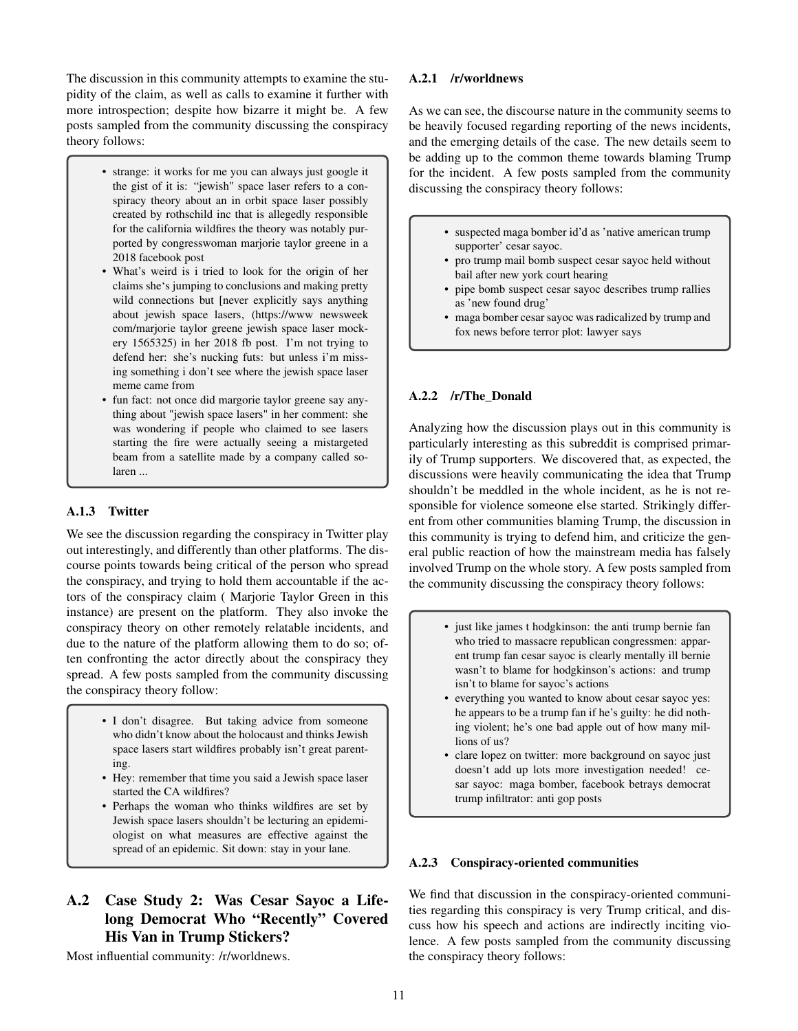The discussion in this community attempts to examine the stupidity of the claim, as well as calls to examine it further with more introspection; despite how bizarre it might be. A few posts sampled from the community discussing the conspiracy theory follows:

> - strange: it works for me you can always just google it the gist of it is: "jewish" space laser refers to a conspiracy theory about an in orbit space laser possibly created by rothschild inc that is allegedly responsible for the california wildfires the theory was notably purported by congresswoman marjorie taylor greene in a 2018 facebook post
> - What's weird is i tried to look for the origin of her claims she's jumping to conclusions and making pretty wild connections but [never explicitly says anything about jewish space lasers, (https://www newsweek com/marjorie taylor greene jewish space laser mockery 1565325) in her 2018 fb post. I'm not trying to defend her: she's nucking futs: but unless i'm missing something i don't see where the jewish space laser meme came from
> - fun fact: not once did margorie taylor greene say anything about "jewish space lasers" in her comment: she was wondering if people who claimed to see lasers starting the fire were actually seeing a mistargeted beam from a satellite made by a company called solaren ...

### A.1.3 Twitter

We see the discussion regarding the conspiracy in Twitter play out interestingly, and differently than other platforms. The discourse points towards being critical of the person who spread the conspiracy, and trying to hold them accountable if the actors of the conspiracy claim ( Marjorie Taylor Green in this instance) are present on the platform. They also invoke the conspiracy theory on other remotely relatable incidents, and due to the nature of the platform allowing them to do so; often confronting the actor directly about the conspiracy they spread. A few posts sampled from the community discussing the conspiracy theory follow:

> - I don't disagree. But taking advice from someone who didn't know about the holocaust and thinks Jewish space lasers start wildfires probably isn't great parenting.
> - Hey: remember that time you said a Jewish space laser started the CA wildfires?
> - Perhaps the woman who thinks wildfires are set by Jewish space lasers shouldn't be lecturing an epidemiologist on what measures are effective against the spread of an epidemic. Sit down: stay in your lane.

## A.2 Case Study 2: Was Cesar Sayoc a Life-long Democrat Who "Recently" Covered His Van in Trump Stickers?

Most influential community: /r/worldnews.

### A.2.1 /r/worldnews

As we can see, the discourse nature in the community seems to be heavily focused regarding reporting of the news incidents, and the emerging details of the case. The new details seem to be adding up to the common theme towards blaming Trump for the incident. A few posts sampled from the community discussing the conspiracy theory follows:

> - suspected maga bomber id'd as 'native american trump supporter' cesar sayoc.
> - pro trump mail bomb suspect cesar sayoc held without bail after new york court hearing
> - pipe bomb suspect cesar sayoc describes trump rallies as 'new found drug'
> - maga bomber cesar sayoc was radicalized by trump and fox news before terror plot: lawyer says

### A.2.2 /r/The_Donald

Analyzing how the discussion plays out in this community is particularly interesting as this subreddit is comprised primarily of Trump supporters. We discovered that, as expected, the discussions were heavily communicating the idea that Trump shouldn't be meddled in the whole incident, as he is not responsible for violence someone else started. Strikingly different from other communities blaming Trump, the discussion in this community is trying to defend him, and criticize the general public reaction of how the mainstream media has falsely involved Trump on the whole story. A few posts sampled from the community discussing the conspiracy theory follows:

> - just like james t hodgkinson: the anti trump bernie fan who tried to massacre republican congressmen: apparent trump fan cesar sayoc is clearly mentally ill bernie wasn't to blame for hodgkinson's actions: and trump isn't to blame for sayoc's actions
> - everything you wanted to know about cesar sayoc yes: he appears to be a trump fan if he's guilty: he did nothing violent; he's one bad apple out of how many millions of us?
> - clare lopez on twitter: more background on sayoc just doesn't add up lots more investigation needed! cesar sayoc: maga bomber, facebook betrays democrat trump infiltrator: anti gop posts

### A.2.3 Conspiracy-oriented communities

We find that discussion in the conspiracy-oriented communities regarding this conspiracy is very Trump critical, and discuss how his speech and actions are indirectly inciting violence. A few posts sampled from the community discussing the conspiracy theory follows: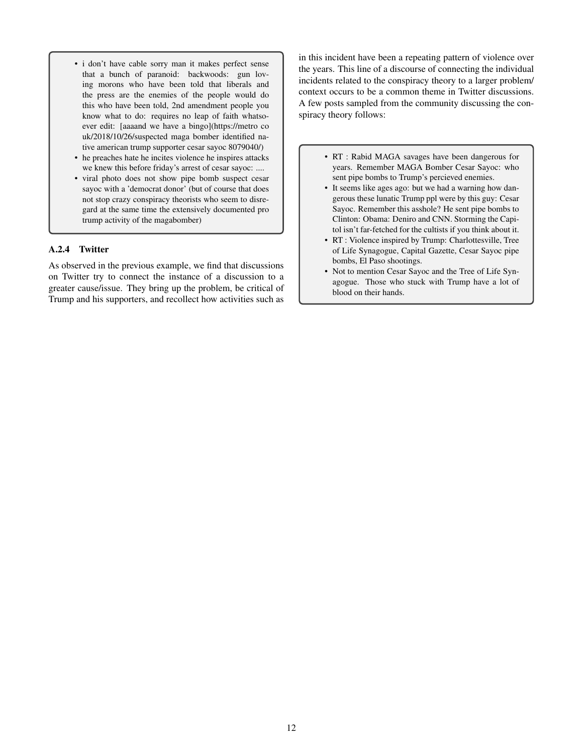- i don't have cable sorry man it makes perfect sense that a bunch of paranoid: backwoods: gun loving morons who have been told that liberals and the press are the enemies of the people would do this who have been told, 2nd amendment people you know what to do: requires no leap of faith whatsoever edit: [aaaand we have a bingo](https://metro co uk/2018/10/26/suspected maga bomber identified native american trump supporter cesar sayoc 8079040/)
- he preaches hate he incites violence he inspires attacks we knew this before friday's arrest of cesar sayoc: ....
- viral photo does not show pipe bomb suspect cesar sayoc with a 'democrat donor' (but of course that does not stop crazy conspiracy theorists who seem to disregard at the same time the extensively documented pro trump activity of the magabomber)

### A.2.4 Twitter

As observed in the previous example, we find that discussions on Twitter try to connect the instance of a discussion to a greater cause/issue. They bring up the problem, be critical of Trump and his supporters, and recollect how activities such as in this incident have been a repeating pattern of violence over the years. This line of a discourse of connecting the individual incidents related to the conspiracy theory to a larger problem/ context occurs to be a common theme in Twitter discussions. A few posts sampled from the community discussing the conspiracy theory follows:

- RT : Rabid MAGA savages have been dangerous for years. Remember MAGA Bomber Cesar Sayoc: who sent pipe bombs to Trump's percieved enemies.
- It seems like ages ago: but we had a warning how dangerous these lunatic Trump ppl were by this guy: Cesar Sayoc. Remember this asshole? He sent pipe bombs to Clinton: Obama: Deniro and CNN. Storming the Capitol isn't far-fetched for the cultists if you think about it.
- RT : Violence inspired by Trump: Charlottesville, Tree of Life Synagogue, Capital Gazette, Cesar Sayoc pipe bombs, El Paso shootings.
- Not to mention Cesar Sayoc and the Tree of Life Synagogue. Those who stuck with Trump have a lot of blood on their hands.